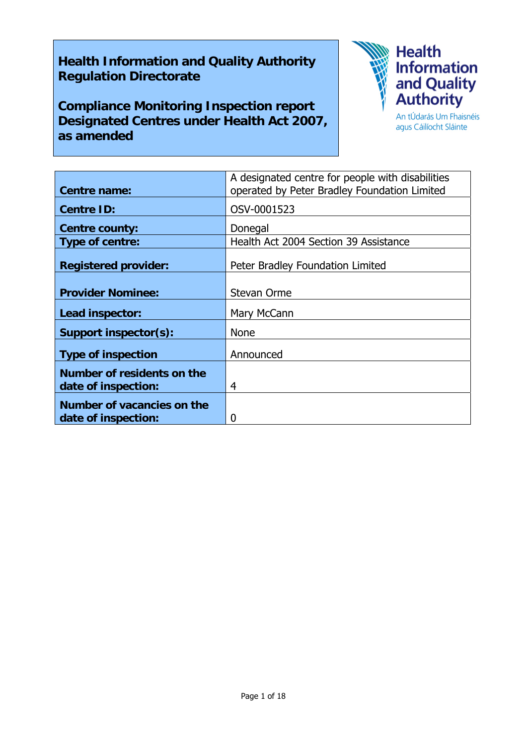**Health Information and Quality Authority**
**Regulation Directorate**

**Compliance Monitoring Inspection report**
**Designated Centres under Health Act 2007, as amended**

Health Information and Quality Authority
An tÚdarás Um Fhaisnéis agus Cáilíocht Sláinte

| | |
|---|---|
| **Centre name:** | A designated centre for people with disabilities operated by Peter Bradley Foundation Limited |
| **Centre ID:** | OSV-0001523 |
| **Centre county:** | Donegal |
| **Type of centre:** | Health Act 2004 Section 39 Assistance |
| **Registered provider:** | Peter Bradley Foundation Limited |
| **Provider Nominee:** | Stevan Orme |
| **Lead inspector:** | Mary McCann |
| **Support inspector(s):** | None |
| **Type of inspection** | Announced |
| **Number of residents on the date of inspection:** | 4 |
| **Number of vacancies on the date of inspection:** | 0 |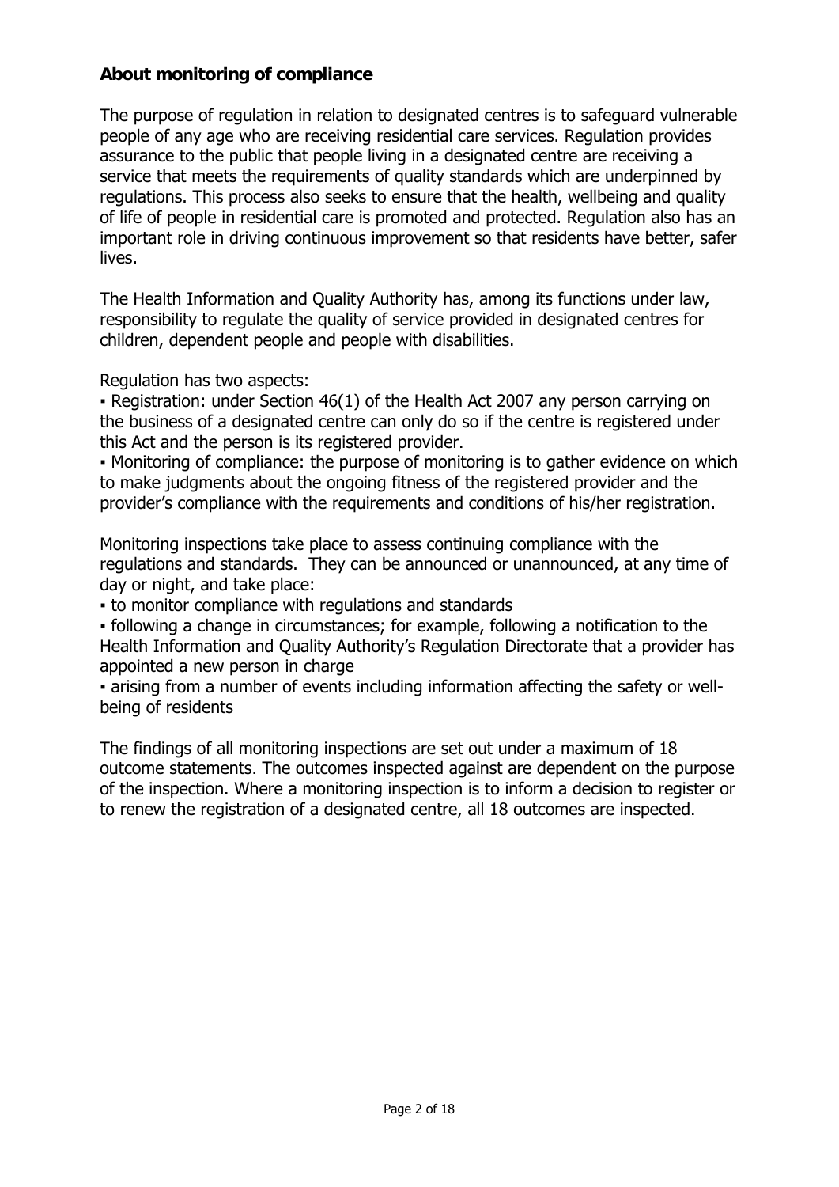**About monitoring of compliance**

The purpose of regulation in relation to designated centres is to safeguard vulnerable people of any age who are receiving residential care services. Regulation provides assurance to the public that people living in a designated centre are receiving a service that meets the requirements of quality standards which are underpinned by regulations. This process also seeks to ensure that the health, wellbeing and quality of life of people in residential care is promoted and protected. Regulation also has an important role in driving continuous improvement so that residents have better, safer lives.

The Health Information and Quality Authority has, among its functions under law, responsibility to regulate the quality of service provided in designated centres for children, dependent people and people with disabilities.

Regulation has two aspects:

- Registration: under Section 46(1) of the Health Act 2007 any person carrying on the business of a designated centre can only do so if the centre is registered under this Act and the person is its registered provider.
- Monitoring of compliance: the purpose of monitoring is to gather evidence on which to make judgments about the ongoing fitness of the registered provider and the provider's compliance with the requirements and conditions of his/her registration.

Monitoring inspections take place to assess continuing compliance with the regulations and standards. They can be announced or unannounced, at any time of day or night, and take place:

- to monitor compliance with regulations and standards
- following a change in circumstances; for example, following a notification to the Health Information and Quality Authority's Regulation Directorate that a provider has appointed a new person in charge
- arising from a number of events including information affecting the safety or well-being of residents

The findings of all monitoring inspections are set out under a maximum of 18 outcome statements. The outcomes inspected against are dependent on the purpose of the inspection. Where a monitoring inspection is to inform a decision to register or to renew the registration of a designated centre, all 18 outcomes are inspected.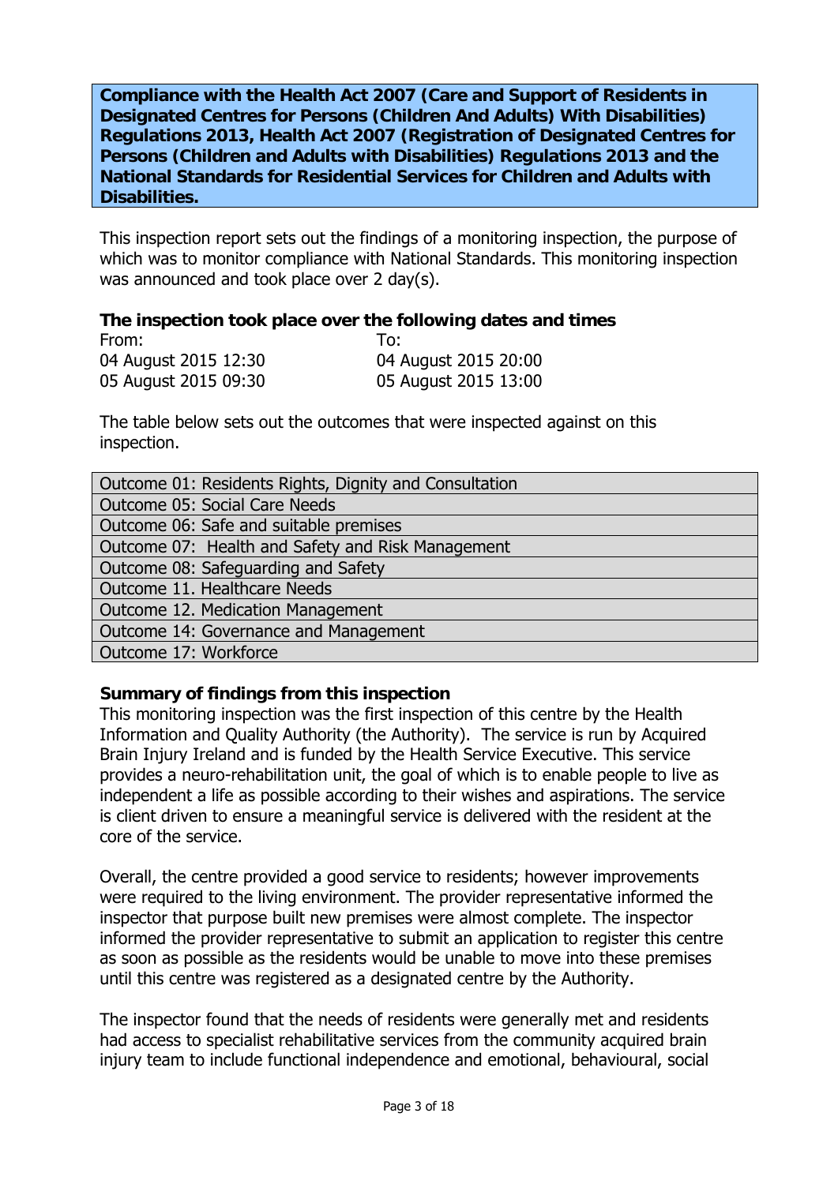**Compliance with the Health Act 2007 (Care and Support of Residents in Designated Centres for Persons (Children And Adults) With Disabilities) Regulations 2013, Health Act 2007 (Registration of Designated Centres for Persons (Children and Adults with Disabilities) Regulations 2013 and the National Standards for Residential Services for Children and Adults with Disabilities.**

This inspection report sets out the findings of a monitoring inspection, the purpose of which was to monitor compliance with National Standards. This monitoring inspection was announced and took place over 2 day(s).

**The inspection took place over the following dates and times**

| From: | To: |
|---|---|
| 04 August 2015 12:30 | 04 August 2015 20:00 |
| 05 August 2015 09:30 | 05 August 2015 13:00 |

The table below sets out the outcomes that were inspected against on this inspection.

| |
|---|
| Outcome 01: Residents Rights, Dignity and Consultation |
| Outcome 05: Social Care Needs |
| Outcome 06: Safe and suitable premises |
| Outcome 07: Health and Safety and Risk Management |
| Outcome 08: Safeguarding and Safety |
| Outcome 11. Healthcare Needs |
| Outcome 12. Medication Management |
| Outcome 14: Governance and Management |
| Outcome 17: Workforce |

**Summary of findings from this inspection**

This monitoring inspection was the first inspection of this centre by the Health Information and Quality Authority (the Authority). The service is run by Acquired Brain Injury Ireland and is funded by the Health Service Executive. This service provides a neuro-rehabilitation unit, the goal of which is to enable people to live as independent a life as possible according to their wishes and aspirations. The service is client driven to ensure a meaningful service is delivered with the resident at the core of the service.

Overall, the centre provided a good service to residents; however improvements were required to the living environment. The provider representative informed the inspector that purpose built new premises were almost complete. The inspector informed the provider representative to submit an application to register this centre as soon as possible as the residents would be unable to move into these premises until this centre was registered as a designated centre by the Authority.

The inspector found that the needs of residents were generally met and residents had access to specialist rehabilitative services from the community acquired brain injury team to include functional independence and emotional, behavioural, social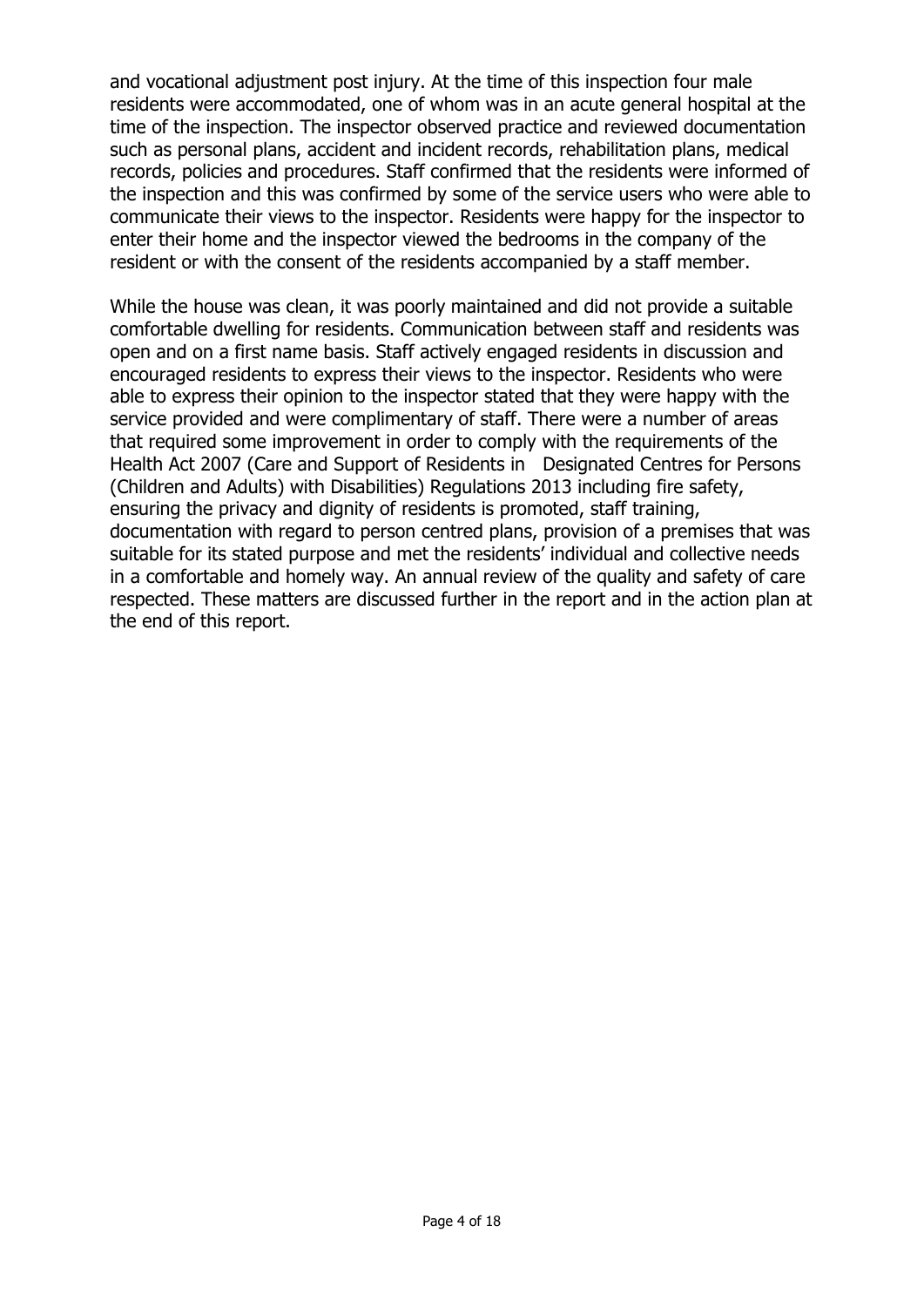and vocational adjustment post injury. At the time of this inspection four male residents were accommodated, one of whom was in an acute general hospital at the time of the inspection. The inspector observed practice and reviewed documentation such as personal plans, accident and incident records, rehabilitation plans, medical records, policies and procedures. Staff confirmed that the residents were informed of the inspection and this was confirmed by some of the service users who were able to communicate their views to the inspector. Residents were happy for the inspector to enter their home and the inspector viewed the bedrooms in the company of the resident or with the consent of the residents accompanied by a staff member.

While the house was clean, it was poorly maintained and did not provide a suitable comfortable dwelling for residents. Communication between staff and residents was open and on a first name basis. Staff actively engaged residents in discussion and encouraged residents to express their views to the inspector. Residents who were able to express their opinion to the inspector stated that they were happy with the service provided and were complimentary of staff. There were a number of areas that required some improvement in order to comply with the requirements of the Health Act 2007 (Care and Support of Residents in Designated Centres for Persons (Children and Adults) with Disabilities) Regulations 2013 including fire safety, ensuring the privacy and dignity of residents is promoted, staff training, documentation with regard to person centred plans, provision of a premises that was suitable for its stated purpose and met the residents' individual and collective needs in a comfortable and homely way. An annual review of the quality and safety of care respected. These matters are discussed further in the report and in the action plan at the end of this report.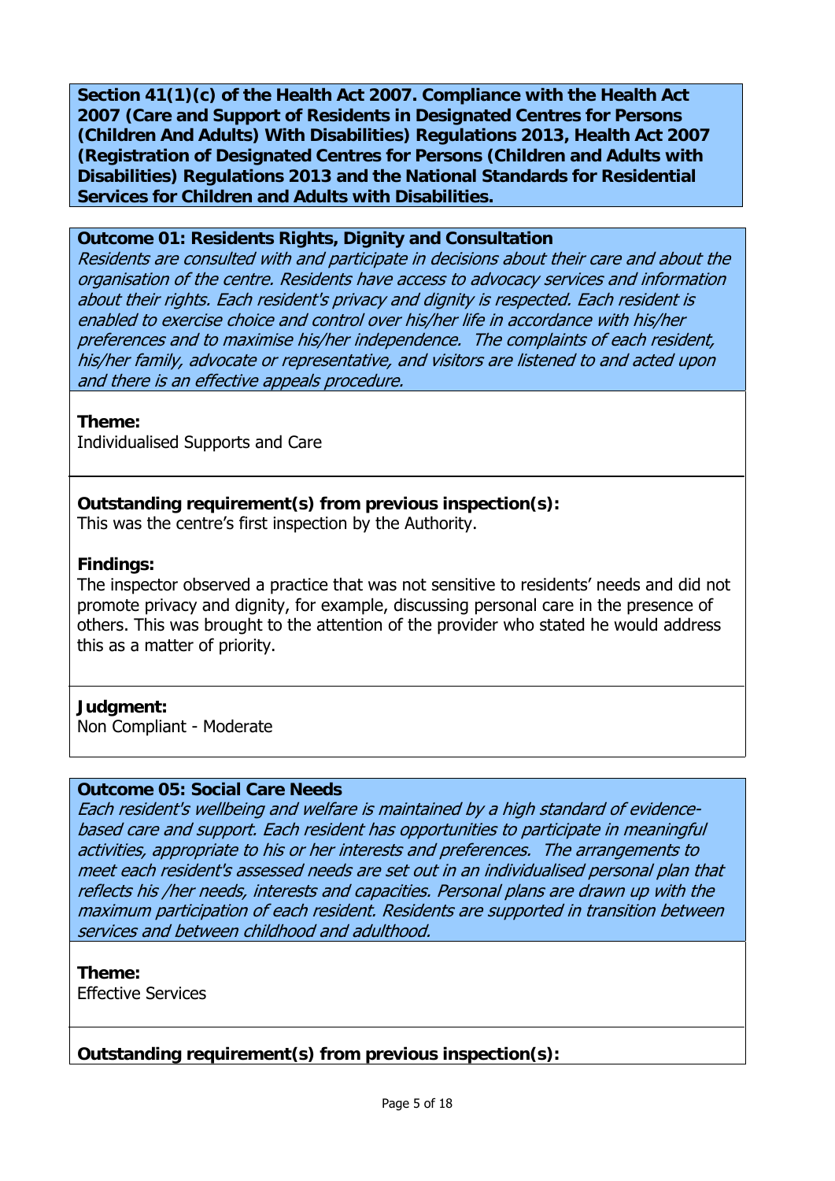**Section 41(1)(c) of the Health Act 2007. Compliance with the Health Act 2007 (Care and Support of Residents in Designated Centres for Persons (Children And Adults) With Disabilities) Regulations 2013, Health Act 2007 (Registration of Designated Centres for Persons (Children and Adults with Disabilities) Regulations 2013 and the National Standards for Residential Services for Children and Adults with Disabilities.**

### Outcome 01: Residents Rights, Dignity and Consultation

*Residents are consulted with and participate in decisions about their care and about the organisation of the centre. Residents have access to advocacy services and information about their rights. Each resident's privacy and dignity is respected. Each resident is enabled to exercise choice and control over his/her life in accordance with his/her preferences and to maximise his/her independence. The complaints of each resident, his/her family, advocate or representative, and visitors are listened to and acted upon and there is an effective appeals procedure.*

**Theme:**
Individualised Supports and Care

**Outstanding requirement(s) from previous inspection(s):**
This was the centre's first inspection by the Authority.

**Findings:**
The inspector observed a practice that was not sensitive to residents' needs and did not promote privacy and dignity, for example, discussing personal care in the presence of others. This was brought to the attention of the provider who stated he would address this as a matter of priority.

**Judgment:**
Non Compliant - Moderate

### Outcome 05: Social Care Needs

*Each resident's wellbeing and welfare is maintained by a high standard of evidence-based care and support. Each resident has opportunities to participate in meaningful activities, appropriate to his or her interests and preferences. The arrangements to meet each resident's assessed needs are set out in an individualised personal plan that reflects his /her needs, interests and capacities. Personal plans are drawn up with the maximum participation of each resident. Residents are supported in transition between services and between childhood and adulthood.*

**Theme:**
Effective Services

**Outstanding requirement(s) from previous inspection(s):**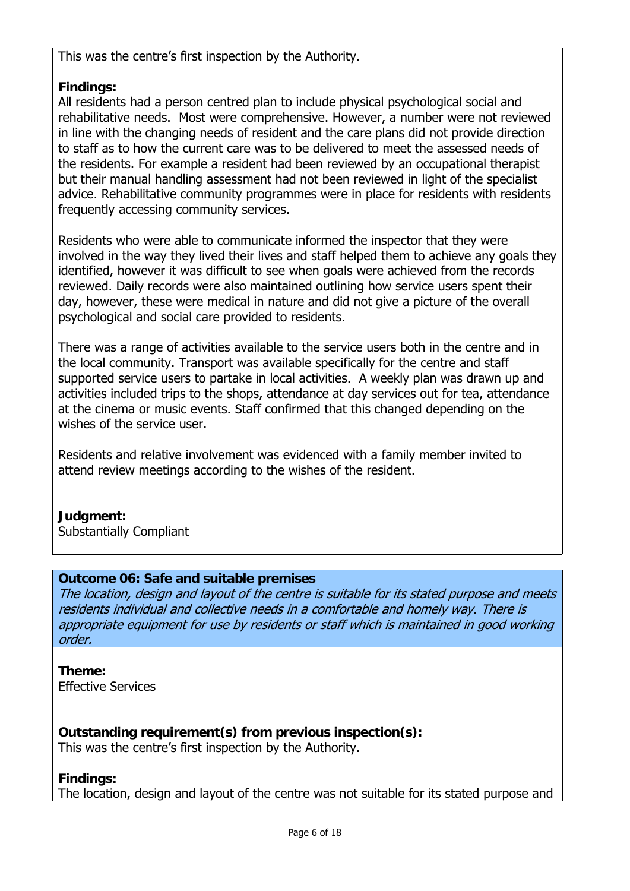This was the centre's first inspection by the Authority.

**Findings:**
All residents had a person centred plan to include physical psychological social and rehabilitative needs. Most were comprehensive. However, a number were not reviewed in line with the changing needs of resident and the care plans did not provide direction to staff as to how the current care was to be delivered to meet the assessed needs of the residents. For example a resident had been reviewed by an occupational therapist but their manual handling assessment had not been reviewed in light of the specialist advice. Rehabilitative community programmes were in place for residents with residents frequently accessing community services.

Residents who were able to communicate informed the inspector that they were involved in the way they lived their lives and staff helped them to achieve any goals they identified, however it was difficult to see when goals were achieved from the records reviewed. Daily records were also maintained outlining how service users spent their day, however, these were medical in nature and did not give a picture of the overall psychological and social care provided to residents.

There was a range of activities available to the service users both in the centre and in the local community. Transport was available specifically for the centre and staff supported service users to partake in local activities. A weekly plan was drawn up and activities included trips to the shops, attendance at day services out for tea, attendance at the cinema or music events. Staff confirmed that this changed depending on the wishes of the service user.

Residents and relative involvement was evidenced with a family member invited to attend review meetings according to the wishes of the resident.

**Judgment:**
Substantially Compliant

**Outcome 06: Safe and suitable premises**
*The location, design and layout of the centre is suitable for its stated purpose and meets residents individual and collective needs in a comfortable and homely way. There is appropriate equipment for use by residents or staff which is maintained in good working order.*

**Theme:**
Effective Services

**Outstanding requirement(s) from previous inspection(s):**
This was the centre's first inspection by the Authority.

**Findings:**
The location, design and layout of the centre was not suitable for its stated purpose and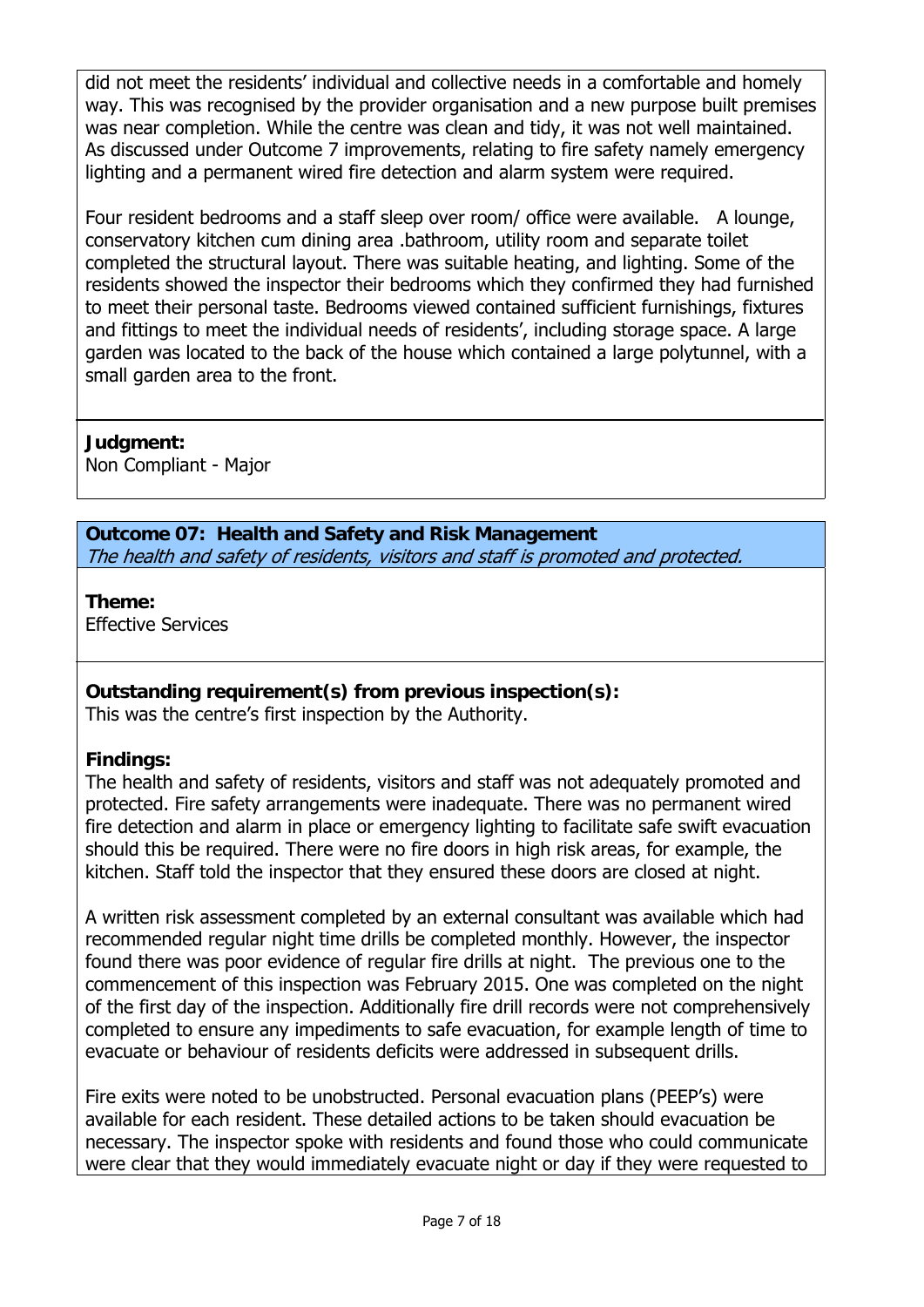did not meet the residents' individual and collective needs in a comfortable and homely way. This was recognised by the provider organisation and a new purpose built premises was near completion. While the centre was clean and tidy, it was not well maintained. As discussed under Outcome 7 improvements, relating to fire safety namely emergency lighting and a permanent wired fire detection and alarm system were required.

Four resident bedrooms and a staff sleep over room/ office were available. A lounge, conservatory kitchen cum dining area .bathroom, utility room and separate toilet completed the structural layout. There was suitable heating, and lighting. Some of the residents showed the inspector their bedrooms which they confirmed they had furnished to meet their personal taste. Bedrooms viewed contained sufficient furnishings, fixtures and fittings to meet the individual needs of residents', including storage space. A large garden was located to the back of the house which contained a large polytunnel, with a small garden area to the front.

**Judgment:**
Non Compliant - Major

**Outcome 07: Health and Safety and Risk Management**
*The health and safety of residents, visitors and staff is promoted and protected.*

**Theme:**
Effective Services

**Outstanding requirement(s) from previous inspection(s):**
This was the centre's first inspection by the Authority.

**Findings:**
The health and safety of residents, visitors and staff was not adequately promoted and protected. Fire safety arrangements were inadequate. There was no permanent wired fire detection and alarm in place or emergency lighting to facilitate safe swift evacuation should this be required. There were no fire doors in high risk areas, for example, the kitchen. Staff told the inspector that they ensured these doors are closed at night.

A written risk assessment completed by an external consultant was available which had recommended regular night time drills be completed monthly. However, the inspector found there was poor evidence of regular fire drills at night. The previous one to the commencement of this inspection was February 2015. One was completed on the night of the first day of the inspection. Additionally fire drill records were not comprehensively completed to ensure any impediments to safe evacuation, for example length of time to evacuate or behaviour of residents deficits were addressed in subsequent drills.

Fire exits were noted to be unobstructed. Personal evacuation plans (PEEP's) were available for each resident. These detailed actions to be taken should evacuation be necessary. The inspector spoke with residents and found those who could communicate were clear that they would immediately evacuate night or day if they were requested to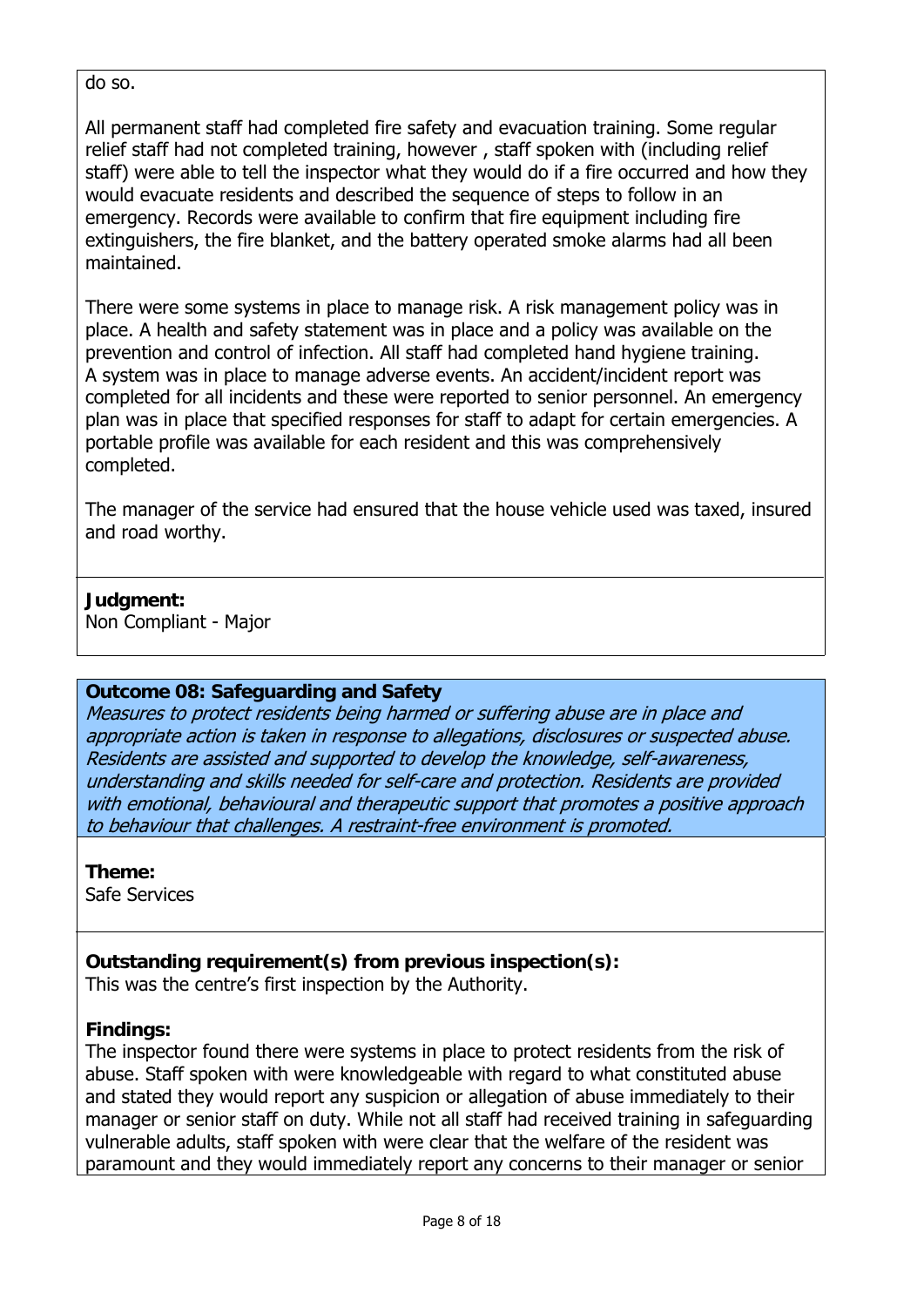do so.

All permanent staff had completed fire safety and evacuation training. Some regular relief staff had not completed training, however , staff spoken with (including relief staff) were able to tell the inspector what they would do if a fire occurred and how they would evacuate residents and described the sequence of steps to follow in an emergency. Records were available to confirm that fire equipment including fire extinguishers, the fire blanket, and the battery operated smoke alarms had all been maintained.

There were some systems in place to manage risk. A risk management policy was in place. A health and safety statement was in place and a policy was available on the prevention and control of infection. All staff had completed hand hygiene training. A system was in place to manage adverse events. An accident/incident report was completed for all incidents and these were reported to senior personnel. An emergency plan was in place that specified responses for staff to adapt for certain emergencies. A portable profile was available for each resident and this was comprehensively completed.

The manager of the service had ensured that the house vehicle used was taxed, insured and road worthy.

**Judgment:**
Non Compliant - Major

**Outcome 08: Safeguarding and Safety**
*Measures to protect residents being harmed or suffering abuse are in place and appropriate action is taken in response to allegations, disclosures or suspected abuse. Residents are assisted and supported to develop the knowledge, self-awareness, understanding and skills needed for self-care and protection. Residents are provided with emotional, behavioural and therapeutic support that promotes a positive approach to behaviour that challenges. A restraint-free environment is promoted.*

**Theme:**
Safe Services

**Outstanding requirement(s) from previous inspection(s):**
This was the centre's first inspection by the Authority.

**Findings:**
The inspector found there were systems in place to protect residents from the risk of abuse. Staff spoken with were knowledgeable with regard to what constituted abuse and stated they would report any suspicion or allegation of abuse immediately to their manager or senior staff on duty. While not all staff had received training in safeguarding vulnerable adults, staff spoken with were clear that the welfare of the resident was paramount and they would immediately report any concerns to their manager or senior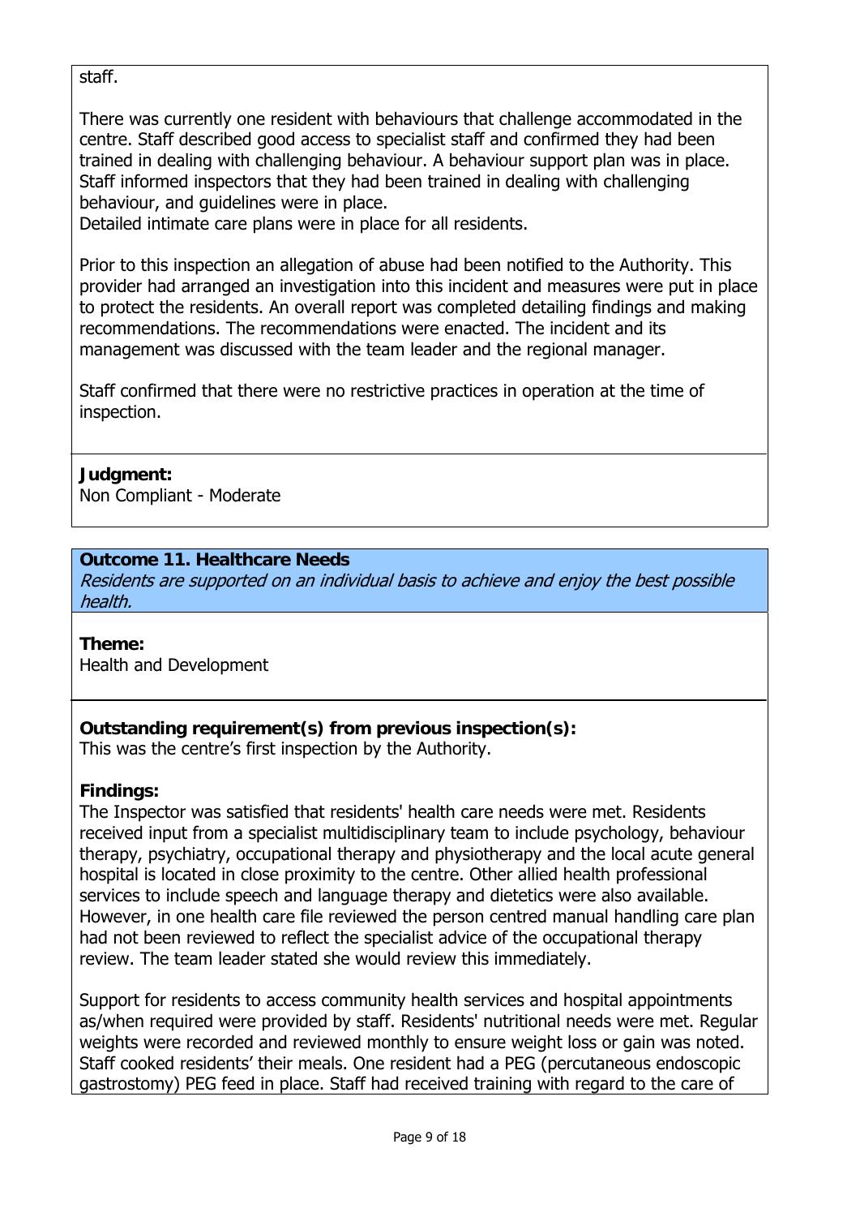staff.

There was currently one resident with behaviours that challenge accommodated in the centre. Staff described good access to specialist staff and confirmed they had been trained in dealing with challenging behaviour. A behaviour support plan was in place. Staff informed inspectors that they had been trained in dealing with challenging behaviour, and guidelines were in place.
Detailed intimate care plans were in place for all residents.

Prior to this inspection an allegation of abuse had been notified to the Authority. This provider had arranged an investigation into this incident and measures were put in place to protect the residents. An overall report was completed detailing findings and making recommendations. The recommendations were enacted. The incident and its management was discussed with the team leader and the regional manager.

Staff confirmed that there were no restrictive practices in operation at the time of inspection.

**Judgment:**
Non Compliant - Moderate

### Outcome 11. Healthcare Needs

*Residents are supported on an individual basis to achieve and enjoy the best possible health.*

**Theme:**
Health and Development

**Outstanding requirement(s) from previous inspection(s):**
This was the centre's first inspection by the Authority.

**Findings:**
The Inspector was satisfied that residents' health care needs were met. Residents received input from a specialist multidisciplinary team to include psychology, behaviour therapy, psychiatry, occupational therapy and physiotherapy and the local acute general hospital is located in close proximity to the centre. Other allied health professional services to include speech and language therapy and dietetics were also available. However, in one health care file reviewed the person centred manual handling care plan had not been reviewed to reflect the specialist advice of the occupational therapy review. The team leader stated she would review this immediately.

Support for residents to access community health services and hospital appointments as/when required were provided by staff. Residents' nutritional needs were met. Regular weights were recorded and reviewed monthly to ensure weight loss or gain was noted. Staff cooked residents' their meals. One resident had a PEG (percutaneous endoscopic gastrostomy) PEG feed in place. Staff had received training with regard to the care of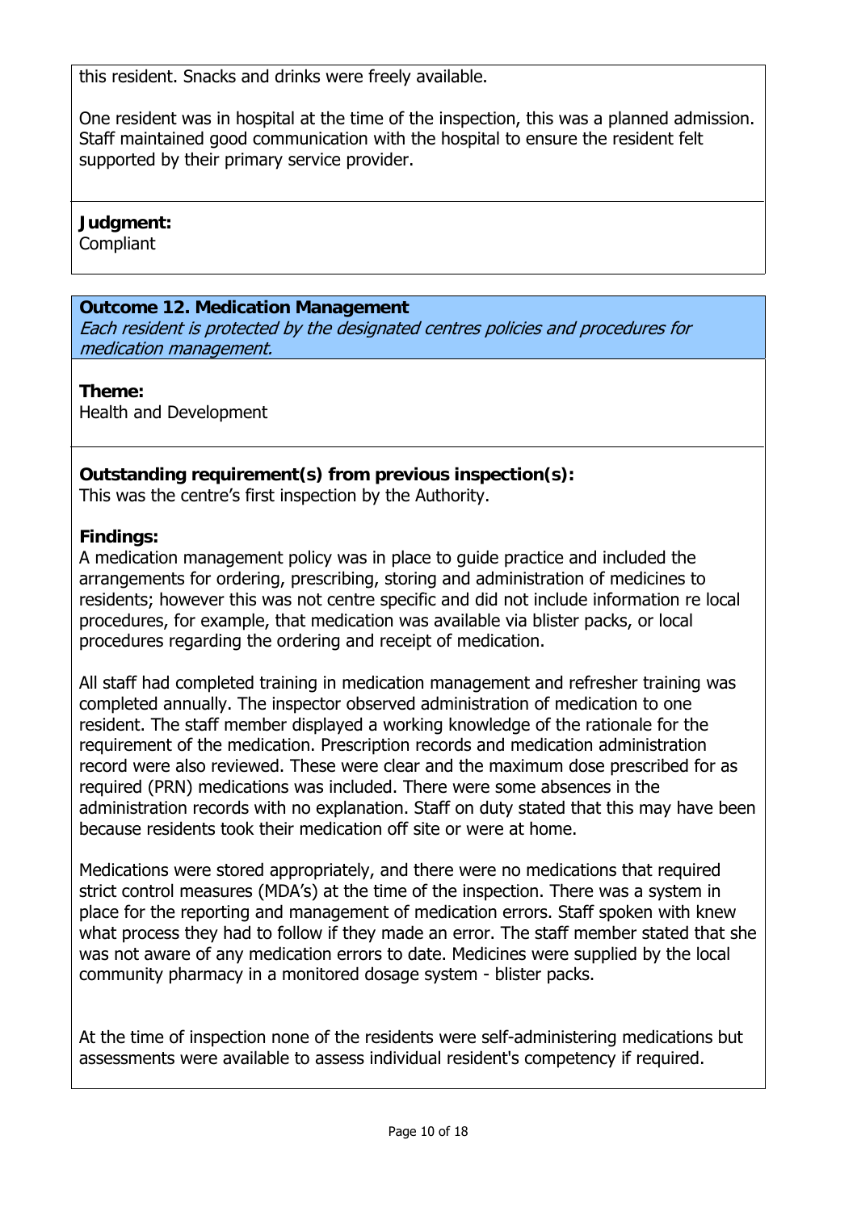this resident. Snacks and drinks were freely available.

One resident was in hospital at the time of the inspection, this was a planned admission. Staff maintained good communication with the hospital to ensure the resident felt supported by their primary service provider.

**Judgment:**
Compliant

**Outcome 12. Medication Management**
*Each resident is protected by the designated centres policies and procedures for medication management.*

**Theme:**
Health and Development

**Outstanding requirement(s) from previous inspection(s):**
This was the centre's first inspection by the Authority.

**Findings:**
A medication management policy was in place to guide practice and included the arrangements for ordering, prescribing, storing and administration of medicines to residents; however this was not centre specific and did not include information re local procedures, for example, that medication was available via blister packs, or local procedures regarding the ordering and receipt of medication.

All staff had completed training in medication management and refresher training was completed annually. The inspector observed administration of medication to one resident. The staff member displayed a working knowledge of the rationale for the requirement of the medication. Prescription records and medication administration record were also reviewed. These were clear and the maximum dose prescribed for as required (PRN) medications was included. There were some absences in the administration records with no explanation. Staff on duty stated that this may have been because residents took their medication off site or were at home.

Medications were stored appropriately, and there were no medications that required strict control measures (MDA's) at the time of the inspection. There was a system in place for the reporting and management of medication errors. Staff spoken with knew what process they had to follow if they made an error. The staff member stated that she was not aware of any medication errors to date. Medicines were supplied by the local community pharmacy in a monitored dosage system - blister packs.

At the time of inspection none of the residents were self-administering medications but assessments were available to assess individual resident's competency if required.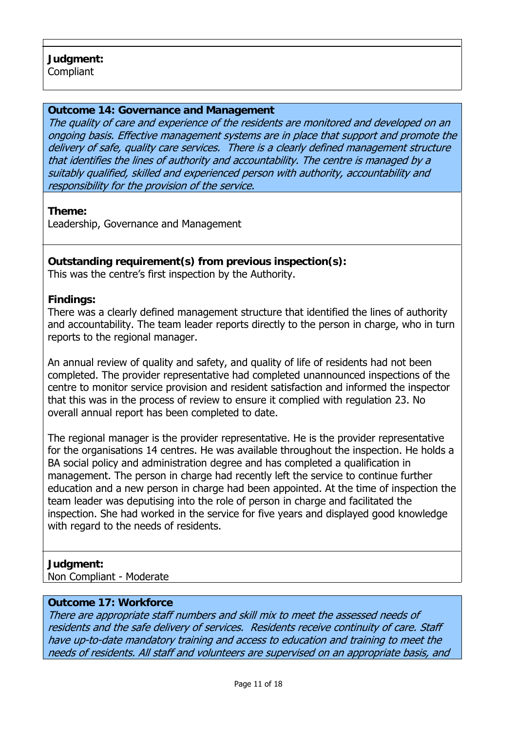**Judgment:**
Compliant

**Outcome 14: Governance and Management**
*The quality of care and experience of the residents are monitored and developed on an ongoing basis. Effective management systems are in place that support and promote the delivery of safe, quality care services. There is a clearly defined management structure that identifies the lines of authority and accountability. The centre is managed by a suitably qualified, skilled and experienced person with authority, accountability and responsibility for the provision of the service.*

**Theme:**
Leadership, Governance and Management

**Outstanding requirement(s) from previous inspection(s):**
This was the centre's first inspection by the Authority.

**Findings:**
There was a clearly defined management structure that identified the lines of authority and accountability. The team leader reports directly to the person in charge, who in turn reports to the regional manager.

An annual review of quality and safety, and quality of life of residents had not been completed. The provider representative had completed unannounced inspections of the centre to monitor service provision and resident satisfaction and informed the inspector that this was in the process of review to ensure it complied with regulation 23. No overall annual report has been completed to date.

The regional manager is the provider representative. He is the provider representative for the organisations 14 centres. He was available throughout the inspection. He holds a BA social policy and administration degree and has completed a qualification in management. The person in charge had recently left the service to continue further education and a new person in charge had been appointed. At the time of inspection the team leader was deputising into the role of person in charge and facilitated the inspection. She had worked in the service for five years and displayed good knowledge with regard to the needs of residents.

**Judgment:**
Non Compliant - Moderate

**Outcome 17: Workforce**
*There are appropriate staff numbers and skill mix to meet the assessed needs of residents and the safe delivery of services. Residents receive continuity of care. Staff have up-to-date mandatory training and access to education and training to meet the needs of residents. All staff and volunteers are supervised on an appropriate basis, and*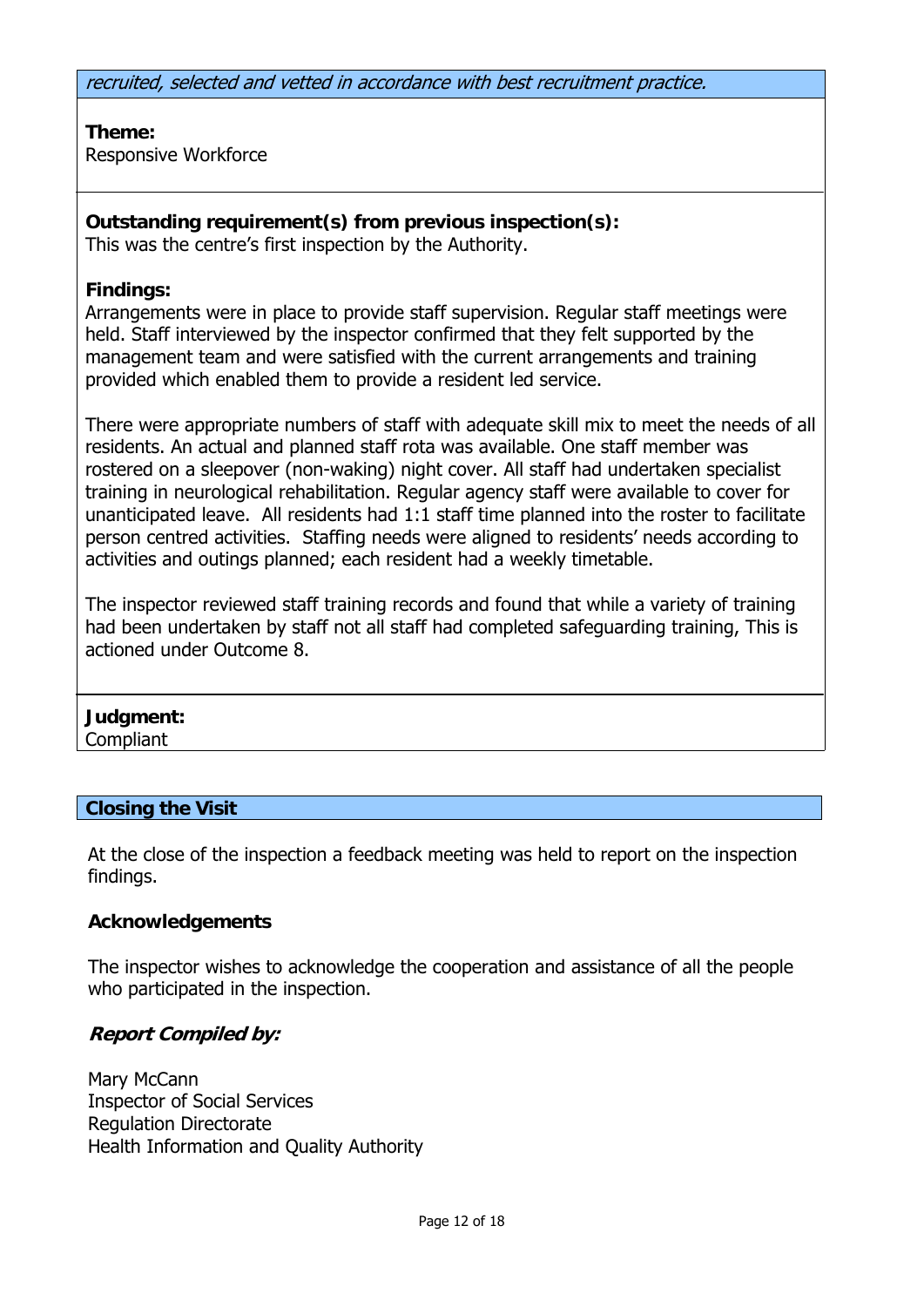*recruited, selected and vetted in accordance with best recruitment practice.*

**Theme:**
Responsive Workforce

**Outstanding requirement(s) from previous inspection(s):**
This was the centre's first inspection by the Authority.

**Findings:**
Arrangements were in place to provide staff supervision. Regular staff meetings were held. Staff interviewed by the inspector confirmed that they felt supported by the management team and were satisfied with the current arrangements and training provided which enabled them to provide a resident led service.

There were appropriate numbers of staff with adequate skill mix to meet the needs of all residents. An actual and planned staff rota was available. One staff member was rostered on a sleepover (non-waking) night cover. All staff had undertaken specialist training in neurological rehabilitation. Regular agency staff were available to cover for unanticipated leave. All residents had 1:1 staff time planned into the roster to facilitate person centred activities. Staffing needs were aligned to residents' needs according to activities and outings planned; each resident had a weekly timetable.

The inspector reviewed staff training records and found that while a variety of training had been undertaken by staff not all staff had completed safeguarding training, This is actioned under Outcome 8.

**Judgment:**
Compliant

## Closing the Visit

At the close of the inspection a feedback meeting was held to report on the inspection findings.

**Acknowledgements**

The inspector wishes to acknowledge the cooperation and assistance of all the people who participated in the inspection.

***Report Compiled by:***

Mary McCann
Inspector of Social Services
Regulation Directorate
Health Information and Quality Authority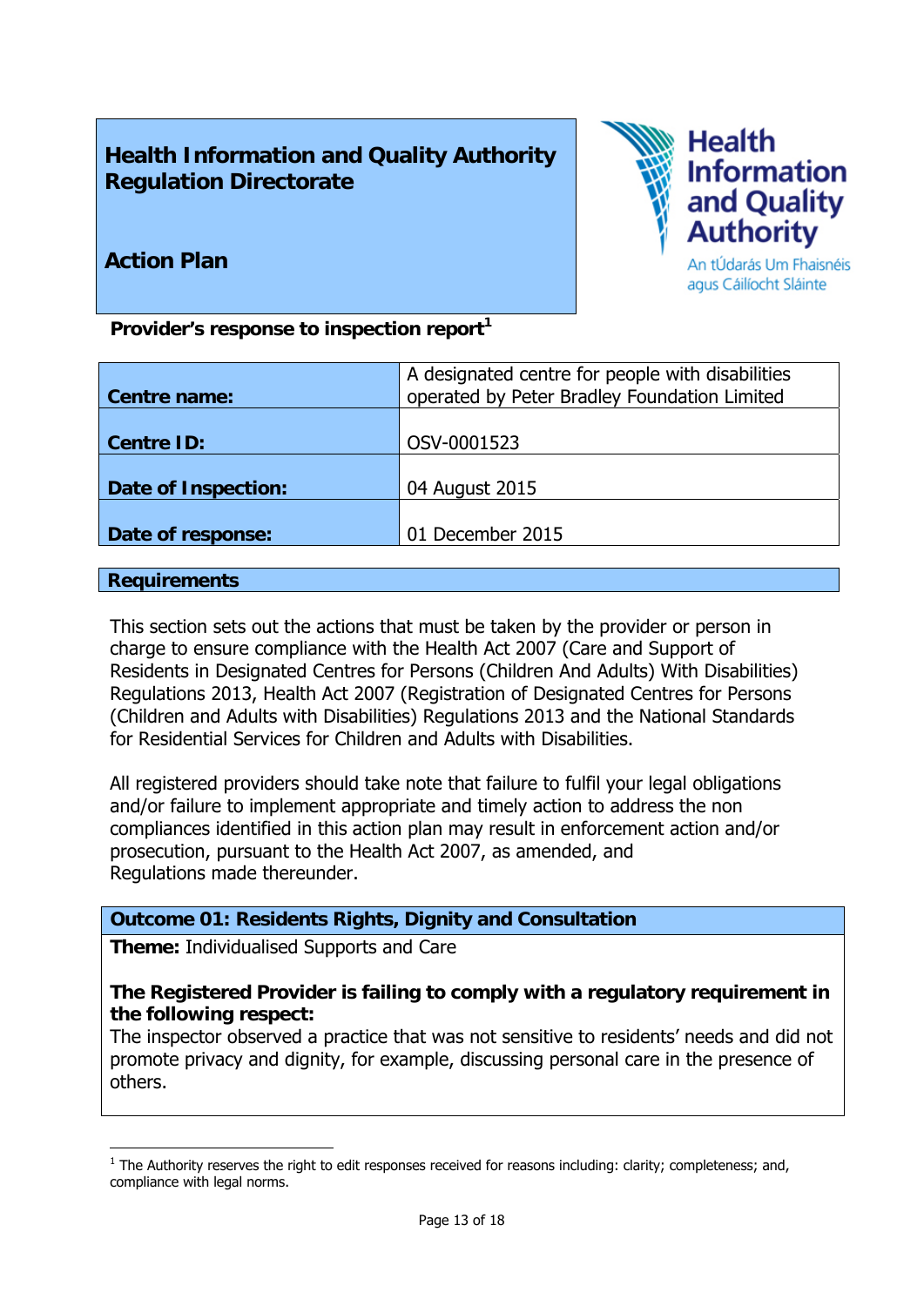# Health Information and Quality Authority Regulation Directorate

## Action Plan

**Provider's response to inspection report**[1]

| | |
|---|---|
| **Centre name:** | A designated centre for people with disabilities operated by Peter Bradley Foundation Limited |
| **Centre ID:** | OSV-0001523 |
| **Date of Inspection:** | 04 August 2015 |
| **Date of response:** | 01 December 2015 |

## Requirements

This section sets out the actions that must be taken by the provider or person in charge to ensure compliance with the Health Act 2007 (Care and Support of Residents in Designated Centres for Persons (Children And Adults) With Disabilities) Regulations 2013, Health Act 2007 (Registration of Designated Centres for Persons (Children and Adults with Disabilities) Regulations 2013 and the National Standards for Residential Services for Children and Adults with Disabilities.

All registered providers should take note that failure to fulfil your legal obligations and/or failure to implement appropriate and timely action to address the non compliances identified in this action plan may result in enforcement action and/or prosecution, pursuant to the Health Act 2007, as amended, and Regulations made thereunder.

### Outcome 01: Residents Rights, Dignity and Consultation

**Theme:** Individualised Supports and Care

**The Registered Provider is failing to comply with a regulatory requirement in the following respect:**

The inspector observed a practice that was not sensitive to residents' needs and did not promote privacy and dignity, for example, discussing personal care in the presence of others.

[1] The Authority reserves the right to edit responses received for reasons including: clarity; completeness; and, compliance with legal norms.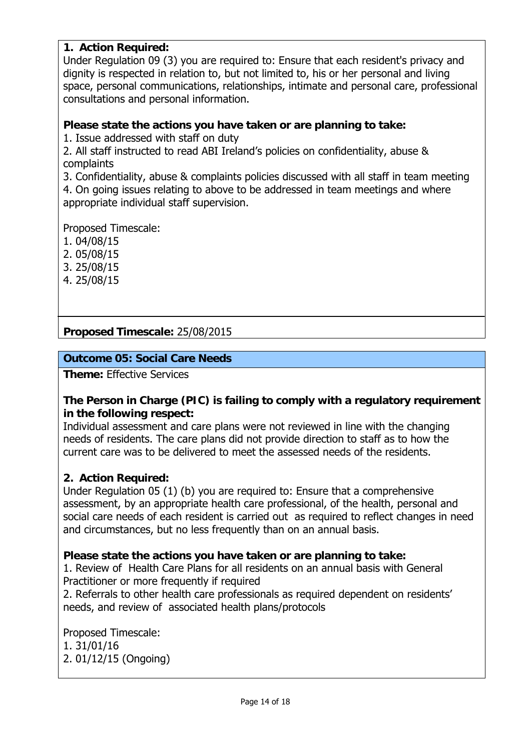**1. Action Required:**

Under Regulation 09 (3) you are required to: Ensure that each resident's privacy and dignity is respected in relation to, but not limited to, his or her personal and living space, personal communications, relationships, intimate and personal care, professional consultations and personal information.

**Please state the actions you have taken or are planning to take:**

1. Issue addressed with staff on duty
2. All staff instructed to read ABI Ireland's policies on confidentiality, abuse & complaints
3. Confidentiality, abuse & complaints policies discussed with all staff in team meeting
4. On going issues relating to above to be addressed in team meetings and where appropriate individual staff supervision.

Proposed Timescale:
1. 04/08/15
2. 05/08/15
3. 25/08/15
4. 25/08/15

**Proposed Timescale:** 25/08/2015

**Outcome 05: Social Care Needs**

**Theme:** Effective Services

**The Person in Charge (PIC) is failing to comply with a regulatory requirement in the following respect:**

Individual assessment and care plans were not reviewed in line with the changing needs of residents. The care plans did not provide direction to staff as to how the current care was to be delivered to meet the assessed needs of the residents.

**2. Action Required:**

Under Regulation 05 (1) (b) you are required to: Ensure that a comprehensive assessment, by an appropriate health care professional, of the health, personal and social care needs of each resident is carried out as required to reflect changes in need and circumstances, but no less frequently than on an annual basis.

**Please state the actions you have taken or are planning to take:**

1. Review of Health Care Plans for all residents on an annual basis with General Practitioner or more frequently if required
2. Referrals to other health care professionals as required dependent on residents' needs, and review of associated health plans/protocols

Proposed Timescale:
1. 31/01/16
2. 01/12/15 (Ongoing)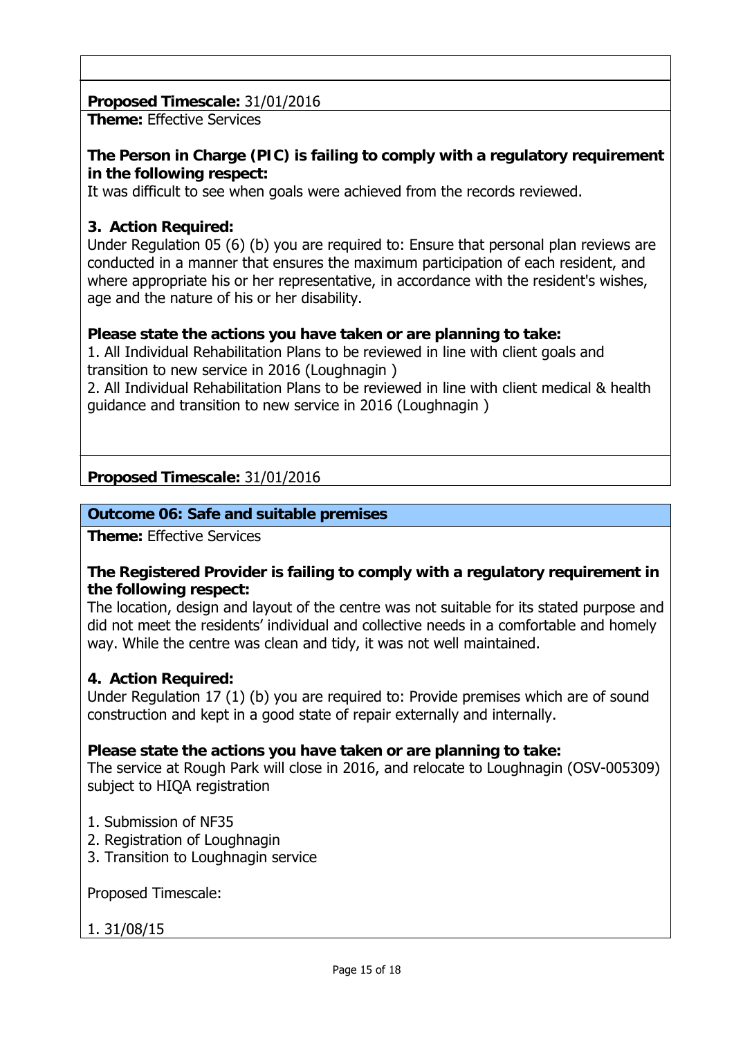**Proposed Timescale:** 31/01/2016

**Theme:** Effective Services

**The Person in Charge (PIC) is failing to comply with a regulatory requirement in the following respect:**
It was difficult to see when goals were achieved from the records reviewed.

**3. Action Required:**
Under Regulation 05 (6) (b) you are required to: Ensure that personal plan reviews are conducted in a manner that ensures the maximum participation of each resident, and where appropriate his or her representative, in accordance with the resident's wishes, age and the nature of his or her disability.

**Please state the actions you have taken or are planning to take:**
1. All Individual Rehabilitation Plans to be reviewed in line with client goals and transition to new service in 2016 (Loughnagin )
2. All Individual Rehabilitation Plans to be reviewed in line with client medical & health guidance and transition to new service in 2016 (Loughnagin )

**Proposed Timescale:** 31/01/2016

## Outcome 06: Safe and suitable premises

**Theme:** Effective Services

**The Registered Provider is failing to comply with a regulatory requirement in the following respect:**
The location, design and layout of the centre was not suitable for its stated purpose and did not meet the residents' individual and collective needs in a comfortable and homely way. While the centre was clean and tidy, it was not well maintained.

**4. Action Required:**
Under Regulation 17 (1) (b) you are required to: Provide premises which are of sound construction and kept in a good state of repair externally and internally.

**Please state the actions you have taken or are planning to take:**
The service at Rough Park will close in 2016, and relocate to Loughnagin (OSV-005309) subject to HIQA registration

1. Submission of NF35
2. Registration of Loughnagin
3. Transition to Loughnagin service

Proposed Timescale:

1. 31/08/15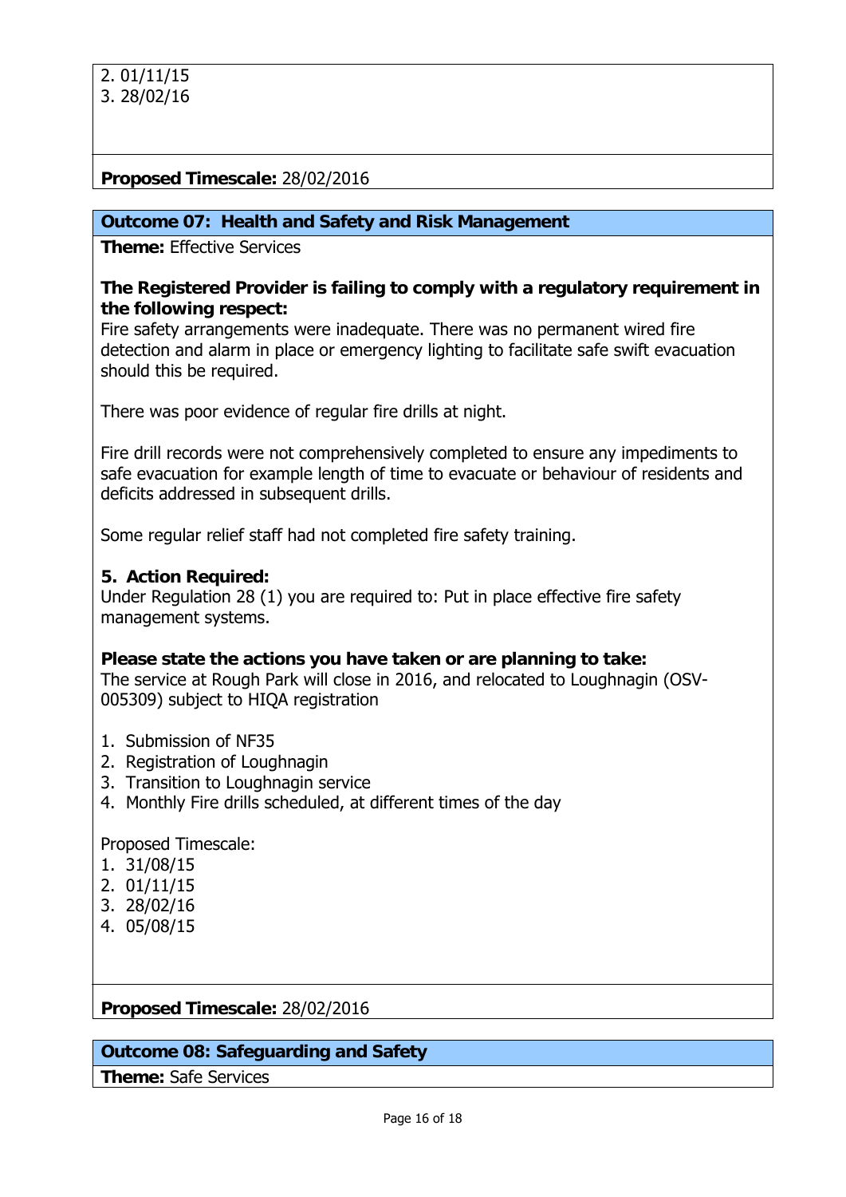2. 01/11/15
3. 28/02/16

**Proposed Timescale:** 28/02/2016

**Outcome 07: Health and Safety and Risk Management**

**Theme:** Effective Services

**The Registered Provider is failing to comply with a regulatory requirement in the following respect:**

Fire safety arrangements were inadequate. There was no permanent wired fire detection and alarm in place or emergency lighting to facilitate safe swift evacuation should this be required.

There was poor evidence of regular fire drills at night.

Fire drill records were not comprehensively completed to ensure any impediments to safe evacuation for example length of time to evacuate or behaviour of residents and deficits addressed in subsequent drills.

Some regular relief staff had not completed fire safety training.

**5. Action Required:**

Under Regulation 28 (1) you are required to: Put in place effective fire safety management systems.

**Please state the actions you have taken or are planning to take:**

The service at Rough Park will close in 2016, and relocated to Loughnagin (OSV-005309) subject to HIQA registration

1. Submission of NF35
2. Registration of Loughnagin
3. Transition to Loughnagin service
4. Monthly Fire drills scheduled, at different times of the day

Proposed Timescale:
1. 31/08/15
2. 01/11/15
3. 28/02/16
4. 05/08/15

**Proposed Timescale:** 28/02/2016

**Outcome 08: Safeguarding and Safety**

**Theme:** Safe Services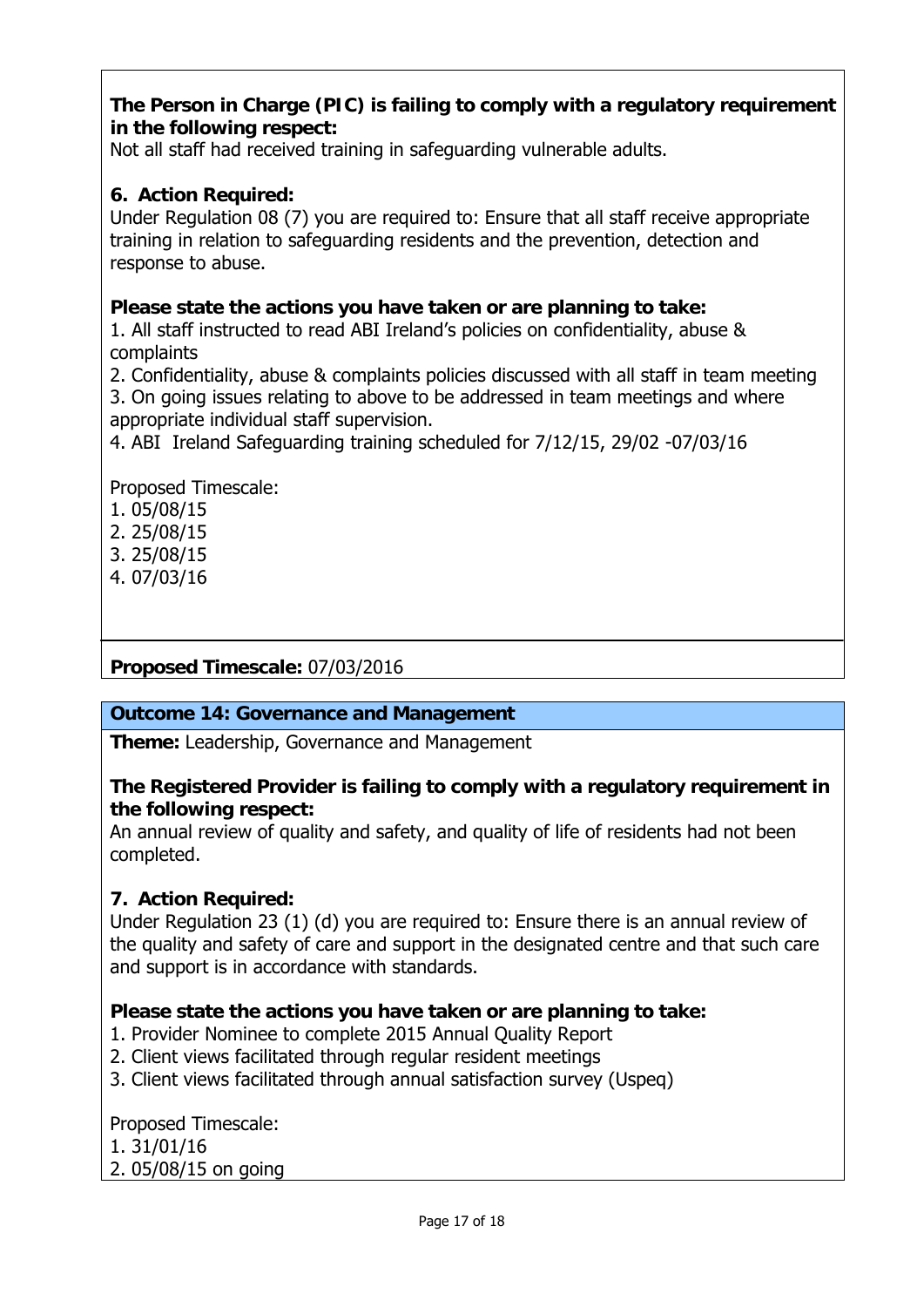**The Person in Charge (PIC) is failing to comply with a regulatory requirement in the following respect:**
Not all staff had received training in safeguarding vulnerable adults.

**6. Action Required:**
Under Regulation 08 (7) you are required to: Ensure that all staff receive appropriate training in relation to safeguarding residents and the prevention, detection and response to abuse.

**Please state the actions you have taken or are planning to take:**
1. All staff instructed to read ABI Ireland's policies on confidentiality, abuse & complaints
2. Confidentiality, abuse & complaints policies discussed with all staff in team meeting
3. On going issues relating to above to be addressed in team meetings and where appropriate individual staff supervision.
4. ABI Ireland Safeguarding training scheduled for 7/12/15, 29/02 -07/03/16

Proposed Timescale:
1. 05/08/15
2. 25/08/15
3. 25/08/15
4. 07/03/16

**Proposed Timescale:** 07/03/2016

**Outcome 14: Governance and Management**

**Theme:** Leadership, Governance and Management

**The Registered Provider is failing to comply with a regulatory requirement in the following respect:**
An annual review of quality and safety, and quality of life of residents had not been completed.

**7. Action Required:**
Under Regulation 23 (1) (d) you are required to: Ensure there is an annual review of the quality and safety of care and support in the designated centre and that such care and support is in accordance with standards.

**Please state the actions you have taken or are planning to take:**
1. Provider Nominee to complete 2015 Annual Quality Report
2. Client views facilitated through regular resident meetings
3. Client views facilitated through annual satisfaction survey (Uspeq)

Proposed Timescale:
1. 31/01/16
2. 05/08/15 on going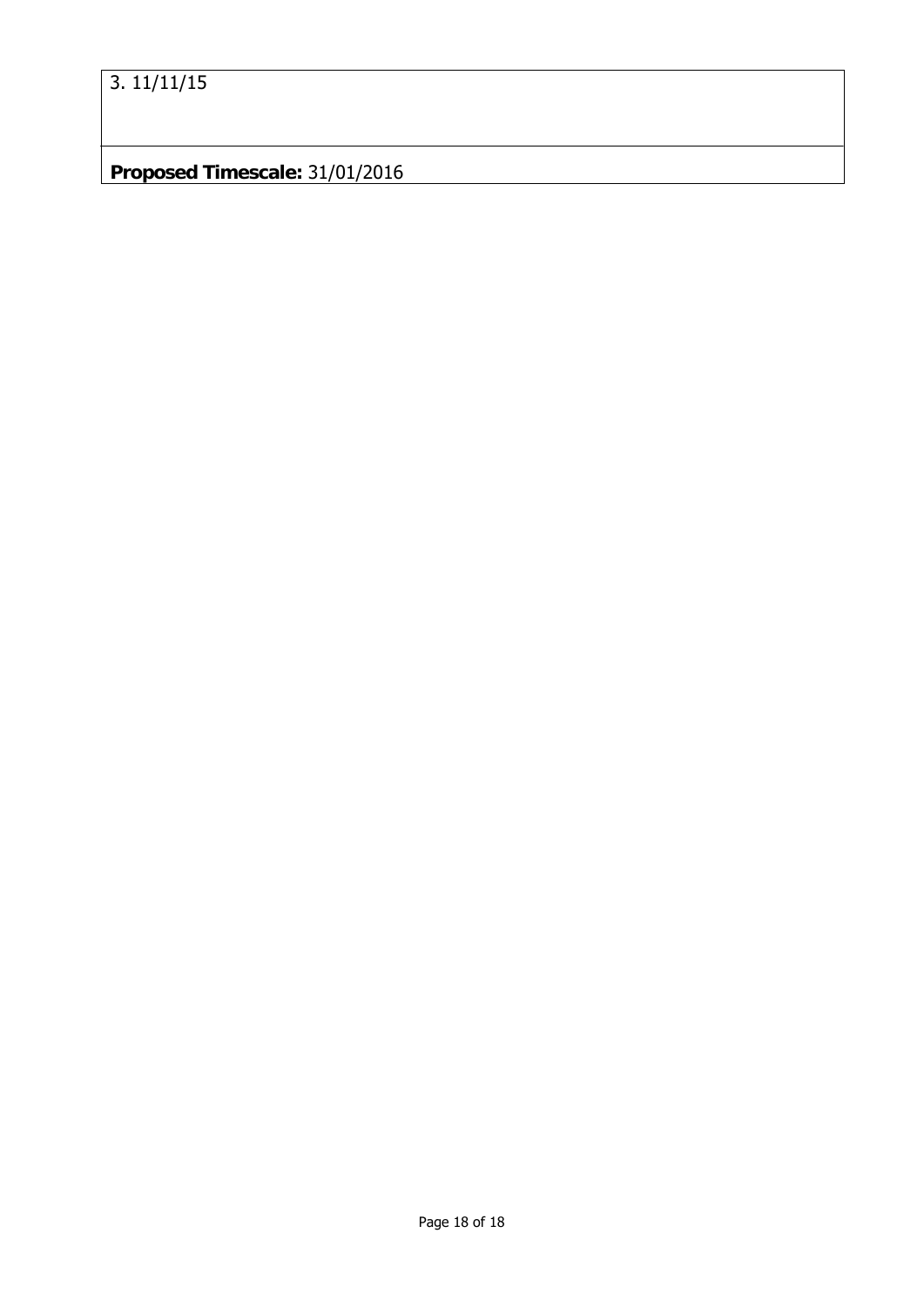| |
|---|
| 3. 11/11/15 |
| **Proposed Timescale:** 31/01/2016 |